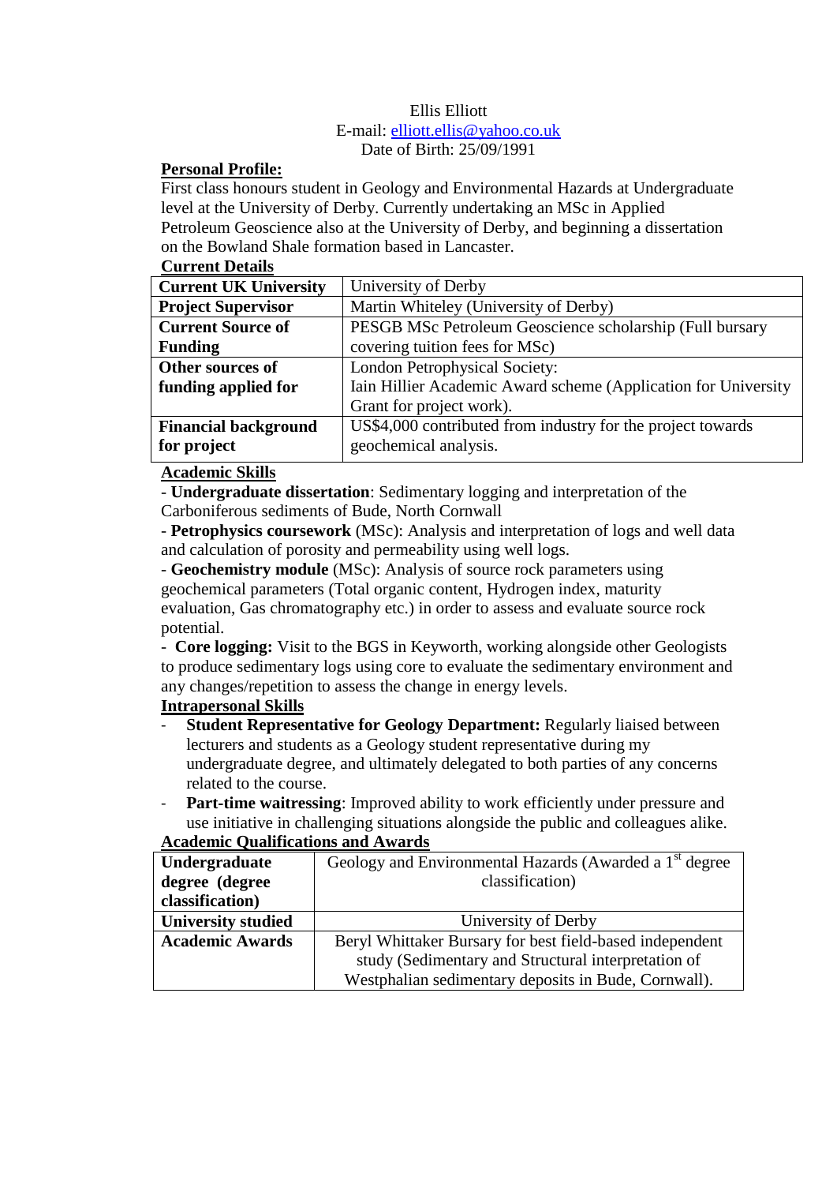Ellis Elliott

E-mail: elliott.ellis@yahoo.co.uk

Date of Birth: 25/09/1991

**Personal Profile:**

First class honours student in Geology and Environmental Hazards at Undergraduate level at the University of Derby. Currently undertaking an MSc in Applied Petroleum Geoscience also at the University of Derby, and beginning a dissertation on the Bowland Shale formation based in Lancaster.

**Current Details**

| **Current UK University** | University of Derby |
|---|---|
| **Project Supervisor** | Martin Whiteley (University of Derby) |
| **Current Source of Funding** | PESGB MSc Petroleum Geoscience scholarship (Full bursary covering tuition fees for MSc) |
| **Other sources of funding applied for** | London Petrophysical Society: Iain Hillier Academic Award scheme (Application for University Grant for project work). |
| **Financial background for project** | US$4,000 contributed from industry for the project towards geochemical analysis. |

**Academic Skills**

- **Undergraduate dissertation**: Sedimentary logging and interpretation of the Carboniferous sediments of Bude, North Cornwall
- **Petrophysics coursework** (MSc): Analysis and interpretation of logs and well data and calculation of porosity and permeability using well logs.
- **Geochemistry module** (MSc): Analysis of source rock parameters using geochemical parameters (Total organic content, Hydrogen index, maturity evaluation, Gas chromatography etc.) in order to assess and evaluate source rock potential.
- **Core logging:** Visit to the BGS in Keyworth, working alongside other Geologists to produce sedimentary logs using core to evaluate the sedimentary environment and any changes/repetition to assess the change in energy levels.

**Intrapersonal Skills**

- **Student Representative for Geology Department:** Regularly liaised between lecturers and students as a Geology student representative during my undergraduate degree, and ultimately delegated to both parties of any concerns related to the course.
- **Part-time waitressing**: Improved ability to work efficiently under pressure and use initiative in challenging situations alongside the public and colleagues alike.

**Academic Qualifications and Awards**

| **Undergraduate degree (degree classification)** | Geology and Environmental Hazards (Awarded a 1st degree classification) |
|---|---|
| **University studied** | University of Derby |
| **Academic Awards** | Beryl Whittaker Bursary for best field-based independent study (Sedimentary and Structural interpretation of Westphalian sedimentary deposits in Bude, Cornwall). |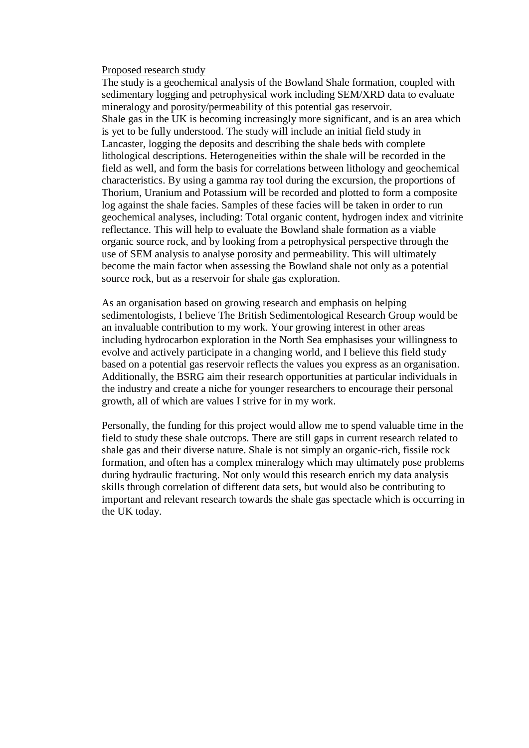<u>Proposed research study</u>

The study is a geochemical analysis of the Bowland Shale formation, coupled with sedimentary logging and petrophysical work including SEM/XRD data to evaluate mineralogy and porosity/permeability of this potential gas reservoir.

Shale gas in the UK is becoming increasingly more significant, and is an area which is yet to be fully understood. The study will include an initial field study in Lancaster, logging the deposits and describing the shale beds with complete lithological descriptions. Heterogeneities within the shale will be recorded in the field as well, and form the basis for correlations between lithology and geochemical characteristics. By using a gamma ray tool during the excursion, the proportions of Thorium, Uranium and Potassium will be recorded and plotted to form a composite log against the shale facies. Samples of these facies will be taken in order to run geochemical analyses, including: Total organic content, hydrogen index and vitrinite reflectance. This will help to evaluate the Bowland shale formation as a viable organic source rock, and by looking from a petrophysical perspective through the use of SEM analysis to analyse porosity and permeability. This will ultimately become the main factor when assessing the Bowland shale not only as a potential source rock, but as a reservoir for shale gas exploration.

As an organisation based on growing research and emphasis on helping sedimentologists, I believe The British Sedimentological Research Group would be an invaluable contribution to my work. Your growing interest in other areas including hydrocarbon exploration in the North Sea emphasises your willingness to evolve and actively participate in a changing world, and I believe this field study based on a potential gas reservoir reflects the values you express as an organisation. Additionally, the BSRG aim their research opportunities at particular individuals in the industry and create a niche for younger researchers to encourage their personal growth, all of which are values I strive for in my work.

Personally, the funding for this project would allow me to spend valuable time in the field to study these shale outcrops. There are still gaps in current research related to shale gas and their diverse nature. Shale is not simply an organic-rich, fissile rock formation, and often has a complex mineralogy which may ultimately pose problems during hydraulic fracturing. Not only would this research enrich my data analysis skills through correlation of different data sets, but would also be contributing to important and relevant research towards the shale gas spectacle which is occurring in the UK today.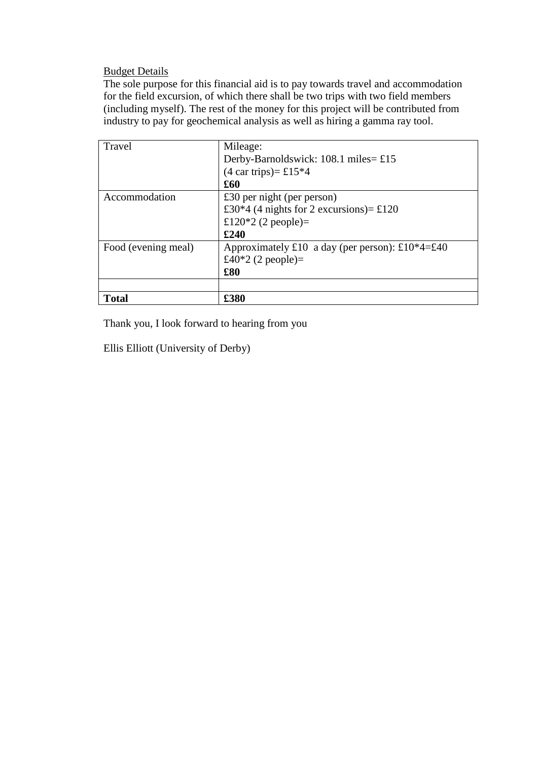<u>Budget Details</u>

The sole purpose for this financial aid is to pay towards travel and accommodation for the field excursion, of which there shall be two trips with two field members (including myself). The rest of the money for this project will be contributed from industry to pay for geochemical analysis as well as hiring a gamma ray tool.

| | |
|---|---|
| Travel | Mileage:<br>Derby-Barnoldswick: 108.1 miles= £15<br>(4 car trips)= £15*4<br>**£60** |
| Accommodation | £30 per night (per person)<br>£30*4 (4 nights for 2 excursions)= £120<br>£120*2 (2 people)=<br>**£240** |
| Food (evening meal) | Approximately £10 a day (per person): £10*4=£40<br>£40*2 (2 people)=<br>**£80** |
| | |
| **Total** | **£380** |

Thank you, I look forward to hearing from you

Ellis Elliott (University of Derby)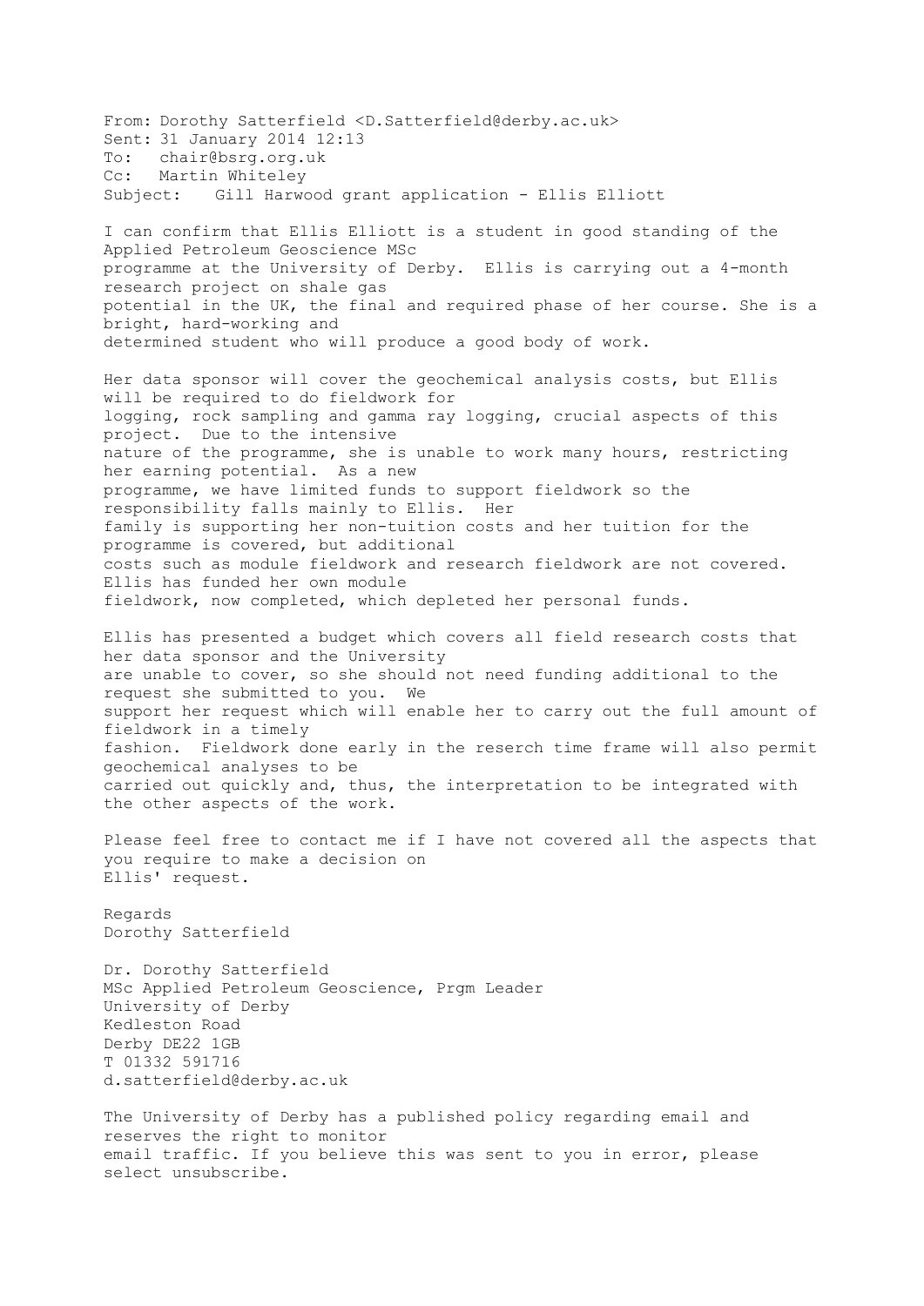From: Dorothy Satterfield <D.Satterfield@derby.ac.uk>
Sent: 31 January 2014 12:13
To: chair@bsrg.org.uk
Cc: Martin Whiteley
Subject: Gill Harwood grant application - Ellis Elliott

I can confirm that Ellis Elliott is a student in good standing of the Applied Petroleum Geoscience MSc programme at the University of Derby. Ellis is carrying out a 4-month research project on shale gas potential in the UK, the final and required phase of her course. She is a bright, hard-working and determined student who will produce a good body of work.

Her data sponsor will cover the geochemical analysis costs, but Ellis will be required to do fieldwork for logging, rock sampling and gamma ray logging, crucial aspects of this project. Due to the intensive nature of the programme, she is unable to work many hours, restricting her earning potential. As a new programme, we have limited funds to support fieldwork so the responsibility falls mainly to Ellis. Her family is supporting her non-tuition costs and her tuition for the programme is covered, but additional costs such as module fieldwork and research fieldwork are not covered. Ellis has funded her own module fieldwork, now completed, which depleted her personal funds.

Ellis has presented a budget which covers all field research costs that her data sponsor and the University are unable to cover, so she should not need funding additional to the request she submitted to you. We support her request which will enable her to carry out the full amount of fieldwork in a timely fashion. Fieldwork done early in the reserch time frame will also permit geochemical analyses to be carried out quickly and, thus, the interpretation to be integrated with the other aspects of the work.

Please feel free to contact me if I have not covered all the aspects that you require to make a decision on Ellis' request.

Regards
Dorothy Satterfield

Dr. Dorothy Satterfield
MSc Applied Petroleum Geoscience, Prgm Leader
University of Derby
Kedleston Road
Derby DE22 1GB
T 01332 591716
d.satterfield@derby.ac.uk

The University of Derby has a published policy regarding email and reserves the right to monitor email traffic. If you believe this was sent to you in error, please select unsubscribe.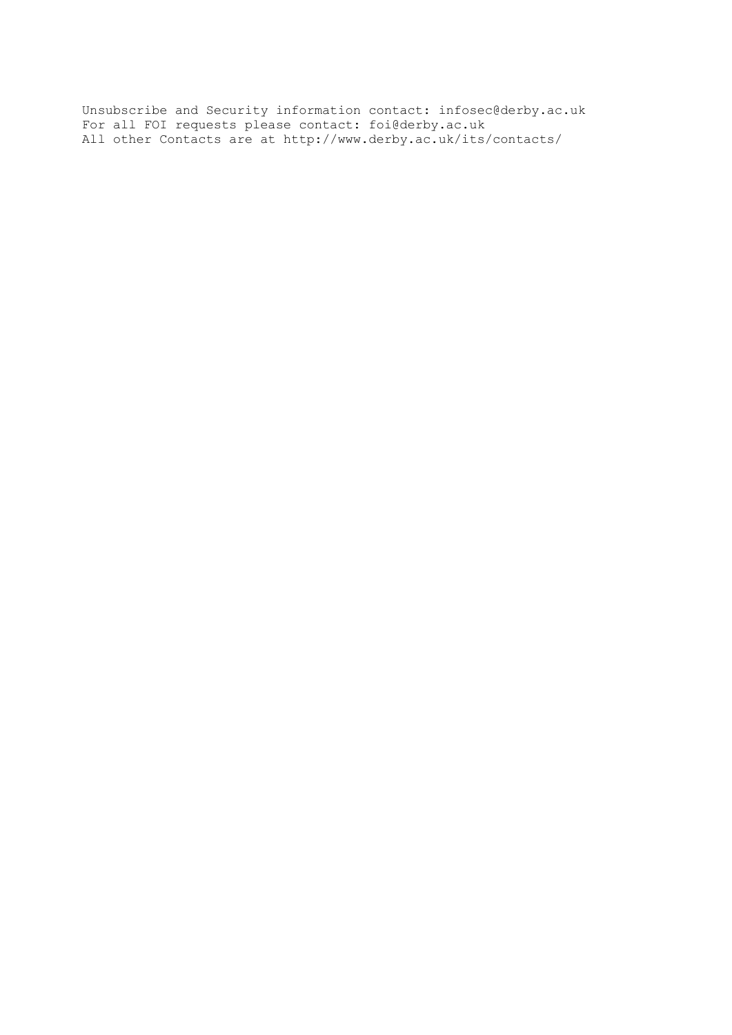Unsubscribe and Security information contact: infosec@derby.ac.uk
For all FOI requests please contact: foi@derby.ac.uk
All other Contacts are at http://www.derby.ac.uk/its/contacts/